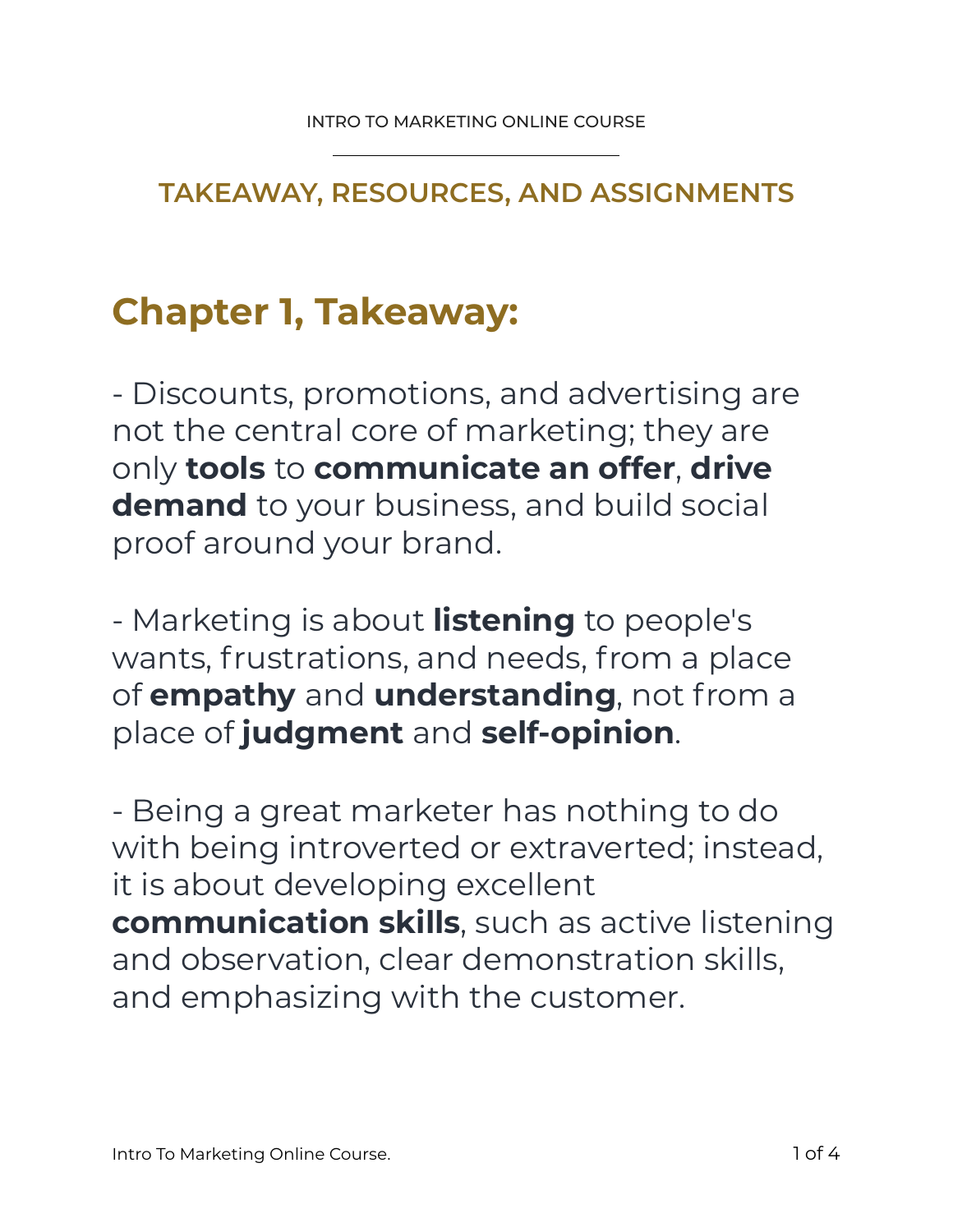## TAKEAWAY, RESOURCES, AND ASSIGNMENTS

# Chapter 1, Takeaway:

- Discounts, promotions, and advertising are not the central core of marketing; they are only **tools** to **communicate an offer**, **drive demand** to your business, and build social proof around your brand.

- Marketing is about **listening** to people's wants, frustrations, and needs, from a place of **empathy** and **understanding**, not from a place of **judgment** and **self-opinion**.

- Being a great marketer has nothing to do with being introverted or extraverted; instead, it is about developing excellent **communication skills**, such as active listening and observation, clear demonstration skills, and emphasizing with the customer.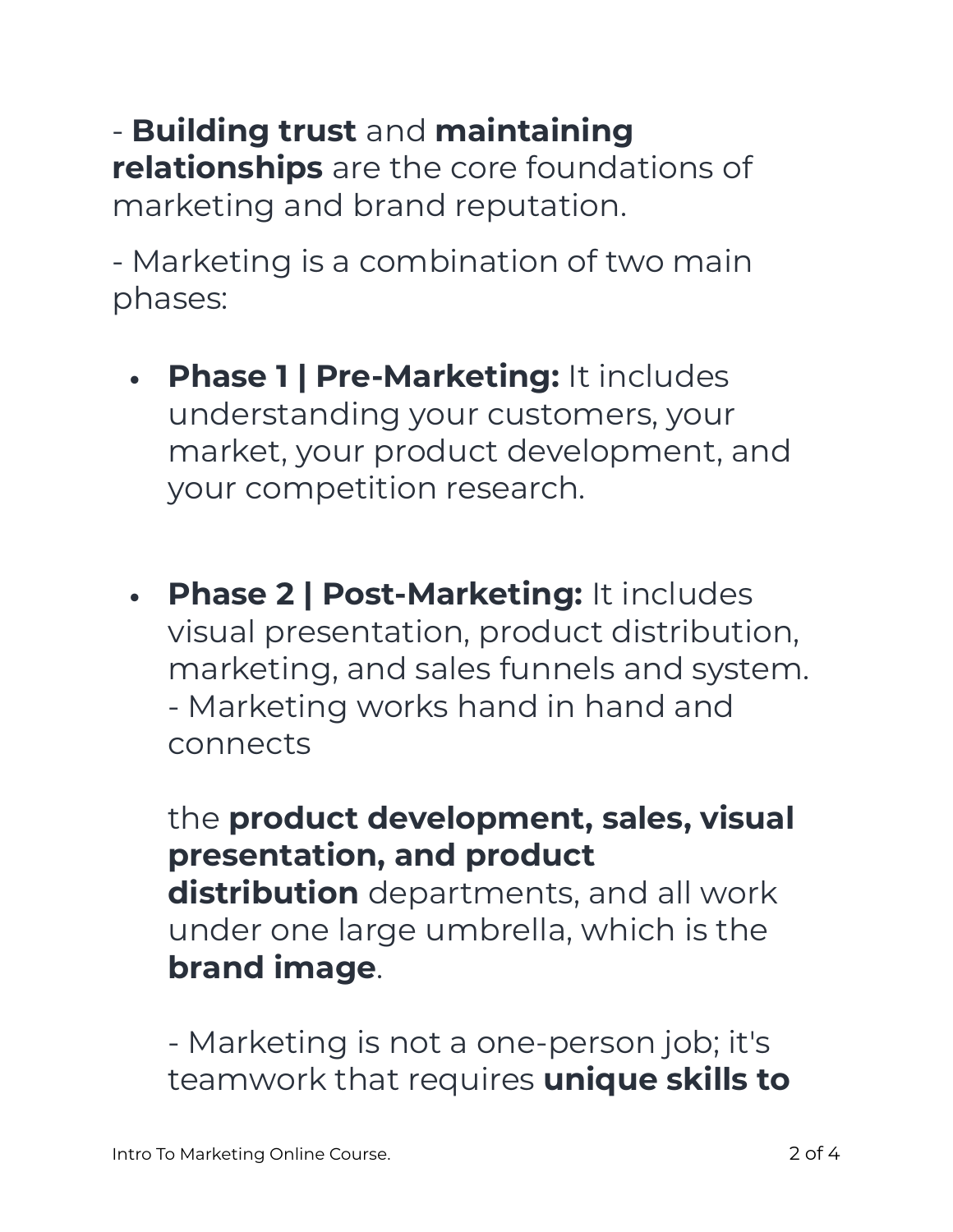- **Building trust** and **maintaining relationships** are the core foundations of marketing and brand reputation.

- Marketing is a combination of two main phases:

- **Phase 1 | Pre-Marketing:** It includes understanding your customers, your market, your product development, and your competition research.

- **Phase 2 | Post-Marketing:** It includes visual presentation, product distribution, marketing, and sales funnels and system.
  - Marketing works hand in hand and connects

  the **product development, sales, visual presentation, and product distribution** departments, and all work under one large umbrella, which is the **brand image**.

  - Marketing is not a one-person job; it's teamwork that requires **unique skills to**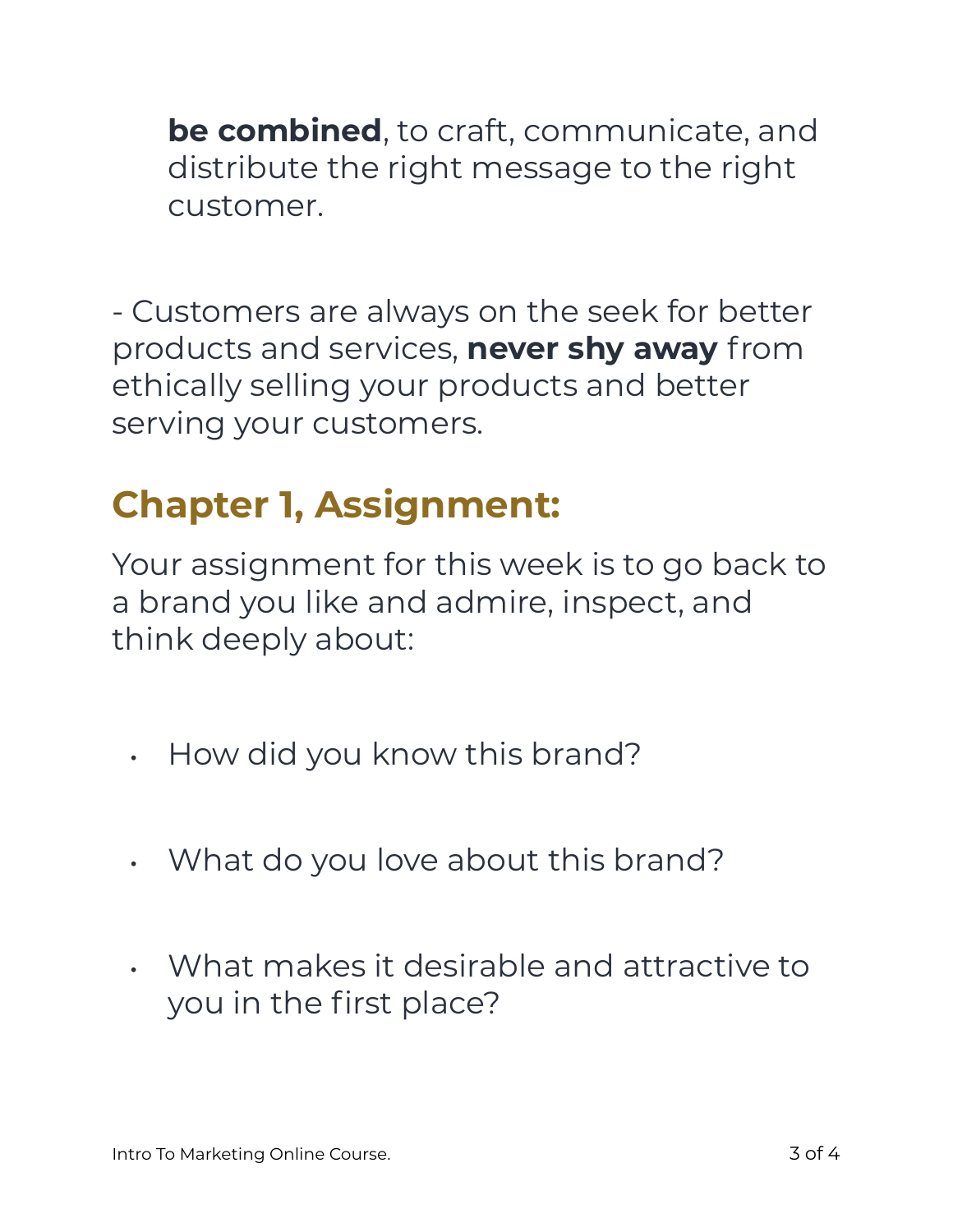**be combined**, to craft, communicate, and distribute the right message to the right customer.

- Customers are always on the seek for better products and services, **never shy away** from ethically selling your products and better serving your customers.

## Chapter 1, Assignment:

Your assignment for this week is to go back to a brand you like and admire, inspect, and think deeply about:

- How did you know this brand?
- What do you love about this brand?
- What makes it desirable and attractive to you in the first place?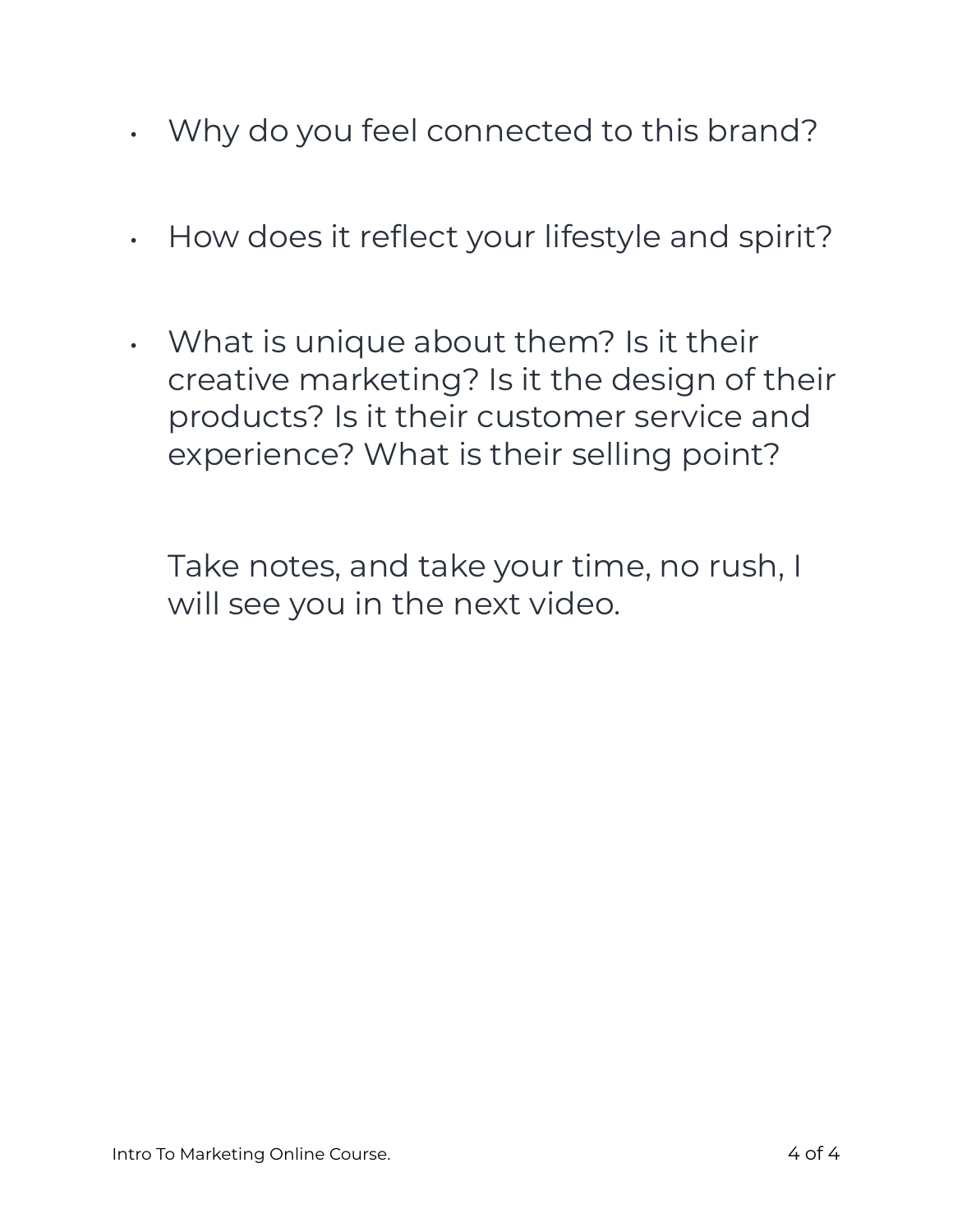- Why do you feel connected to this brand?

- How does it reflect your lifestyle and spirit?

- What is unique about them? Is it their creative marketing? Is it the design of their products? Is it their customer service and experience? What is their selling point?

Take notes, and take your time, no rush, I will see you in the next video.